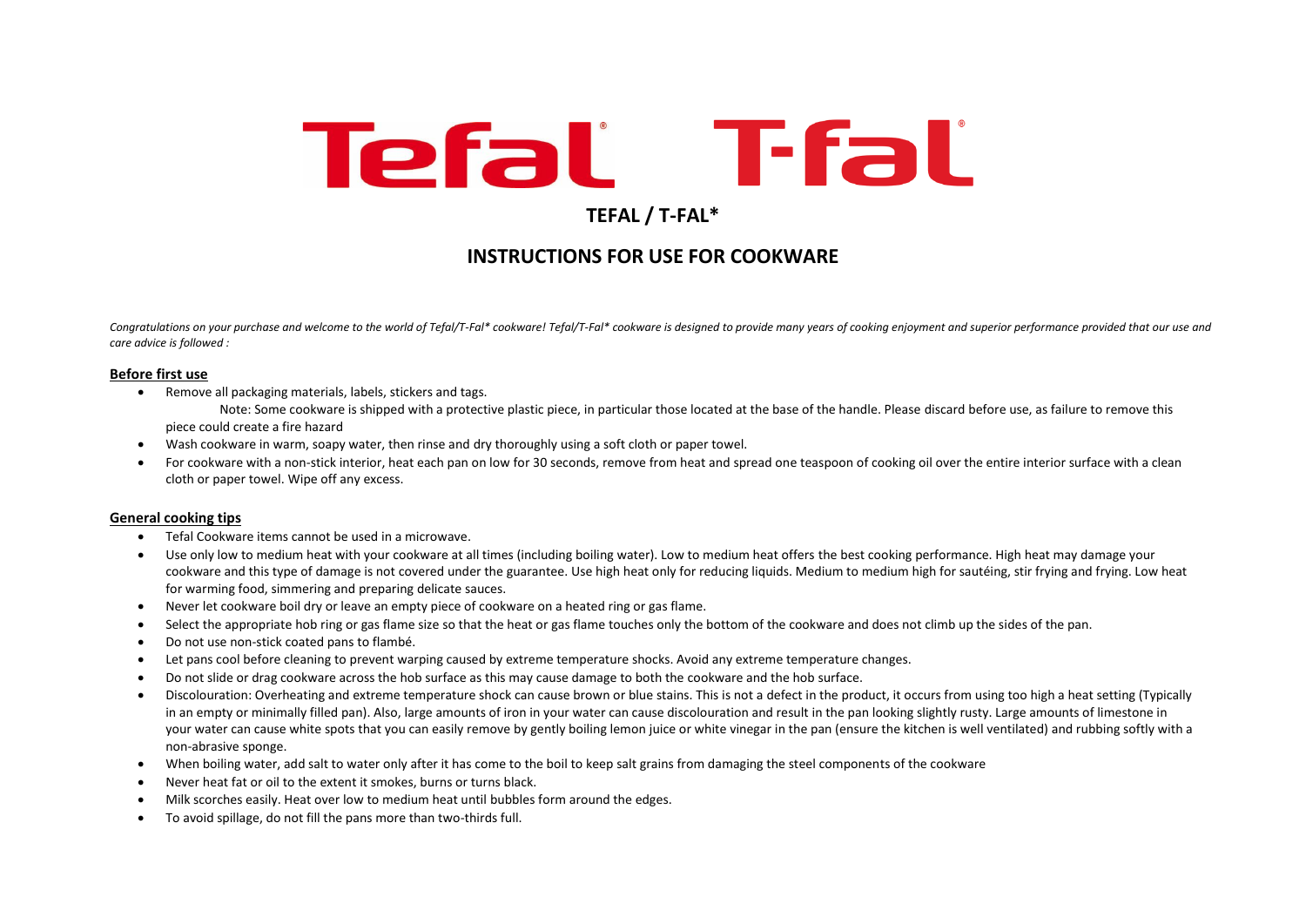Tefal® T-fal®

# TEFAL / T-FAL*

# INSTRUCTIONS FOR USE FOR COOKWARE

*Congratulations on your purchase and welcome to the world of Tefal/T-Fal* cookware! Tefal/T-Fal* cookware is designed to provide many years of cooking enjoyment and superior performance provided that our use and care advice is followed :*

## Before first use

- Remove all packaging materials, labels, stickers and tags.
  Note: Some cookware is shipped with a protective plastic piece, in particular those located at the base of the handle. Please discard before use, as failure to remove this piece could create a fire hazard
- Wash cookware in warm, soapy water, then rinse and dry thoroughly using a soft cloth or paper towel.
- For cookware with a non-stick interior, heat each pan on low for 30 seconds, remove from heat and spread one teaspoon of cooking oil over the entire interior surface with a clean cloth or paper towel. Wipe off any excess.

## General cooking tips

- Tefal Cookware items cannot be used in a microwave.
- Use only low to medium heat with your cookware at all times (including boiling water). Low to medium heat offers the best cooking performance. High heat may damage your cookware and this type of damage is not covered under the guarantee. Use high heat only for reducing liquids. Medium to medium high for sautéing, stir frying and frying. Low heat for warming food, simmering and preparing delicate sauces.
- Never let cookware boil dry or leave an empty piece of cookware on a heated ring or gas flame.
- Select the appropriate hob ring or gas flame size so that the heat or gas flame touches only the bottom of the cookware and does not climb up the sides of the pan.
- Do not use non-stick coated pans to flambé.
- Let pans cool before cleaning to prevent warping caused by extreme temperature shocks. Avoid any extreme temperature changes.
- Do not slide or drag cookware across the hob surface as this may cause damage to both the cookware and the hob surface.
- Discolouration: Overheating and extreme temperature shock can cause brown or blue stains. This is not a defect in the product, it occurs from using too high a heat setting (Typically in an empty or minimally filled pan). Also, large amounts of iron in your water can cause discolouration and result in the pan looking slightly rusty. Large amounts of limestone in your water can cause white spots that you can easily remove by gently boiling lemon juice or white vinegar in the pan (ensure the kitchen is well ventilated) and rubbing softly with a non-abrasive sponge.
- When boiling water, add salt to water only after it has come to the boil to keep salt grains from damaging the steel components of the cookware
- Never heat fat or oil to the extent it smokes, burns or turns black.
- Milk scorches easily. Heat over low to medium heat until bubbles form around the edges.
- To avoid spillage, do not fill the pans more than two-thirds full.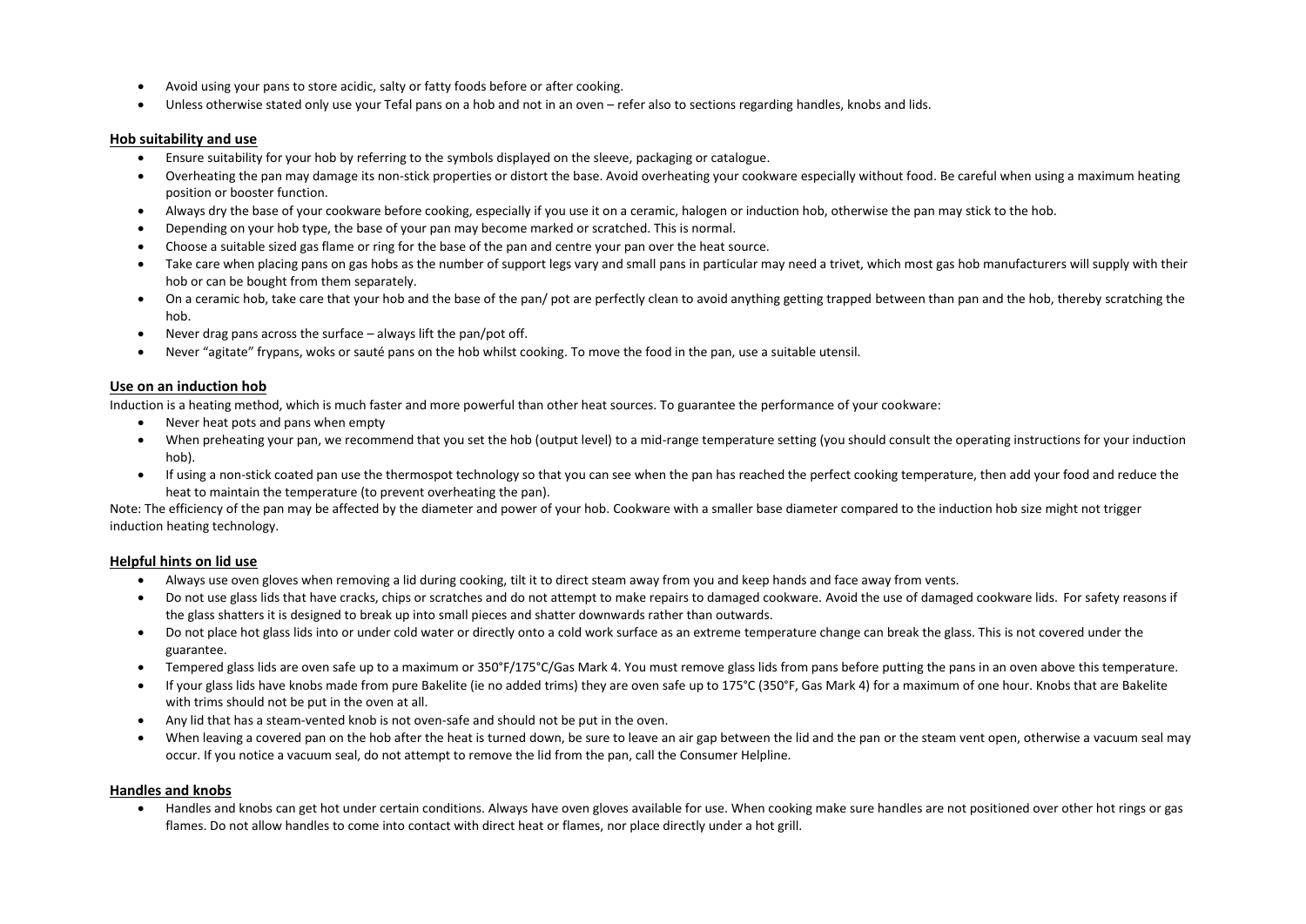- Avoid using your pans to store acidic, salty or fatty foods before or after cooking.
- Unless otherwise stated only use your Tefal pans on a hob and not in an oven – refer also to sections regarding handles, knobs and lids.

**Hob suitability and use**

- Ensure suitability for your hob by referring to the symbols displayed on the sleeve, packaging or catalogue.
- Overheating the pan may damage its non-stick properties or distort the base. Avoid overheating your cookware especially without food. Be careful when using a maximum heating position or booster function.
- Always dry the base of your cookware before cooking, especially if you use it on a ceramic, halogen or induction hob, otherwise the pan may stick to the hob.
- Depending on your hob type, the base of your pan may become marked or scratched. This is normal.
- Choose a suitable sized gas flame or ring for the base of the pan and centre your pan over the heat source.
- Take care when placing pans on gas hobs as the number of support legs vary and small pans in particular may need a trivet, which most gas hob manufacturers will supply with their hob or can be bought from them separately.
- On a ceramic hob, take care that your hob and the base of the pan/ pot are perfectly clean to avoid anything getting trapped between than pan and the hob, thereby scratching the hob.
- Never drag pans across the surface – always lift the pan/pot off.
- Never "agitate" frypans, woks or sauté pans on the hob whilst cooking. To move the food in the pan, use a suitable utensil.

**Use on an induction hob**

Induction is a heating method, which is much faster and more powerful than other heat sources. To guarantee the performance of your cookware:

- Never heat pots and pans when empty
- When preheating your pan, we recommend that you set the hob (output level) to a mid-range temperature setting (you should consult the operating instructions for your induction hob).
- If using a non-stick coated pan use the thermospot technology so that you can see when the pan has reached the perfect cooking temperature, then add your food and reduce the heat to maintain the temperature (to prevent overheating the pan).

Note: The efficiency of the pan may be affected by the diameter and power of your hob. Cookware with a smaller base diameter compared to the induction hob size might not trigger induction heating technology.

**Helpful hints on lid use**

- Always use oven gloves when removing a lid during cooking, tilt it to direct steam away from you and keep hands and face away from vents.
- Do not use glass lids that have cracks, chips or scratches and do not attempt to make repairs to damaged cookware. Avoid the use of damaged cookware lids. For safety reasons if the glass shatters it is designed to break up into small pieces and shatter downwards rather than outwards.
- Do not place hot glass lids into or under cold water or directly onto a cold work surface as an extreme temperature change can break the glass. This is not covered under the guarantee.
- Tempered glass lids are oven safe up to a maximum or 350°F/175°C/Gas Mark 4. You must remove glass lids from pans before putting the pans in an oven above this temperature.
- If your glass lids have knobs made from pure Bakelite (ie no added trims) they are oven safe up to 175°C (350°F, Gas Mark 4) for a maximum of one hour. Knobs that are Bakelite with trims should not be put in the oven at all.
- Any lid that has a steam-vented knob is not oven-safe and should not be put in the oven.
- When leaving a covered pan on the hob after the heat is turned down, be sure to leave an air gap between the lid and the pan or the steam vent open, otherwise a vacuum seal may occur. If you notice a vacuum seal, do not attempt to remove the lid from the pan, call the Consumer Helpline.

**Handles and knobs**

- Handles and knobs can get hot under certain conditions. Always have oven gloves available for use. When cooking make sure handles are not positioned over other hot rings or gas flames. Do not allow handles to come into contact with direct heat or flames, nor place directly under a hot grill.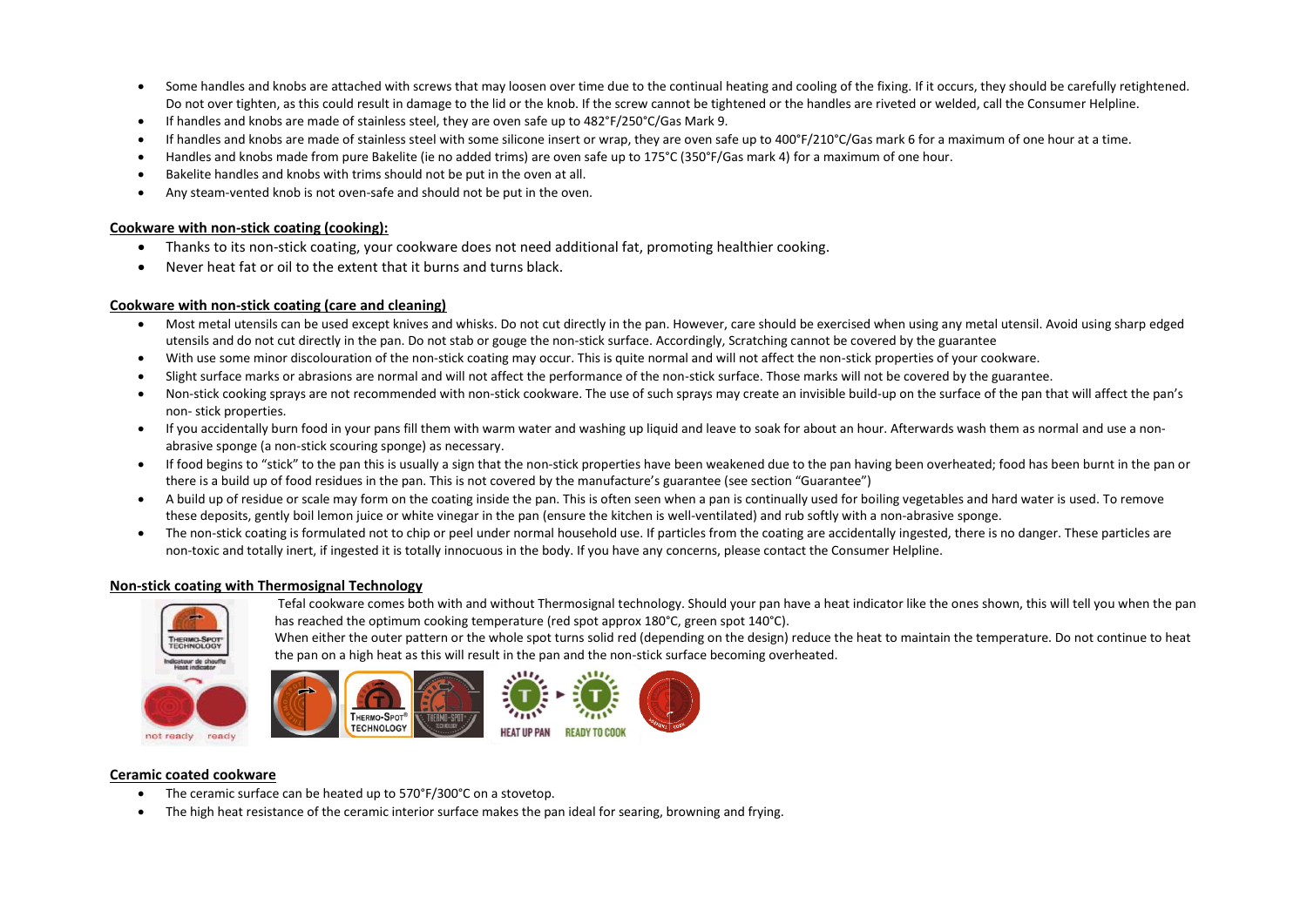- Some handles and knobs are attached with screws that may loosen over time due to the continual heating and cooling of the fixing. If it occurs, they should be carefully retightened. Do not over tighten, as this could result in damage to the lid or the knob. If the screw cannot be tightened or the handles are riveted or welded, call the Consumer Helpline.
- If handles and knobs are made of stainless steel, they are oven safe up to 482°F/250°C/Gas Mark 9.
- If handles and knobs are made of stainless steel with some silicone insert or wrap, they are oven safe up to 400°F/210°C/Gas mark 6 for a maximum of one hour at a time.
- Handles and knobs made from pure Bakelite (ie no added trims) are oven safe up to 175°C (350°F/Gas mark 4) for a maximum of one hour.
- Bakelite handles and knobs with trims should not be put in the oven at all.
- Any steam-vented knob is not oven-safe and should not be put in the oven.

**Cookware with non-stick coating (cooking):**

- Thanks to its non-stick coating, your cookware does not need additional fat, promoting healthier cooking.
- Never heat fat or oil to the extent that it burns and turns black.

**Cookware with non-stick coating (care and cleaning)**

- Most metal utensils can be used except knives and whisks. Do not cut directly in the pan. However, care should be exercised when using any metal utensil. Avoid using sharp edged utensils and do not cut directly in the pan. Do not stab or gouge the non-stick surface. Accordingly, Scratching cannot be covered by the guarantee
- With use some minor discolouration of the non-stick coating may occur. This is quite normal and will not affect the non-stick properties of your cookware.
- Slight surface marks or abrasions are normal and will not affect the performance of the non-stick surface. Those marks will not be covered by the guarantee.
- Non-stick cooking sprays are not recommended with non-stick cookware. The use of such sprays may create an invisible build-up on the surface of the pan that will affect the pan's non- stick properties.
- If you accidentally burn food in your pans fill them with warm water and washing up liquid and leave to soak for about an hour. Afterwards wash them as normal and use a non-abrasive sponge (a non-stick scouring sponge) as necessary.
- If food begins to "stick" to the pan this is usually a sign that the non-stick properties have been weakened due to the pan having been overheated; food has been burnt in the pan or there is a build up of food residues in the pan. This is not covered by the manufacture's guarantee (see section "Guarantee")
- A build up of residue or scale may form on the coating inside the pan. This is often seen when a pan is continually used for boiling vegetables and hard water is used. To remove these deposits, gently boil lemon juice or white vinegar in the pan (ensure the kitchen is well-ventilated) and rub softly with a non-abrasive sponge.
- The non-stick coating is formulated not to chip or peel under normal household use. If particles from the coating are accidentally ingested, there is no danger. These particles are non-toxic and totally inert, if ingested it is totally innocuous in the body. If you have any concerns, please contact the Consumer Helpline.

**Non-stick coating with Thermosignal Technology**

Tefal cookware comes both with and without Thermosignal technology. Should your pan have a heat indicator like the ones shown, this will tell you when the pan has reached the optimum cooking temperature (red spot approx 180°C, green spot 140°C).

When either the outer pattern or the whole spot turns solid red (depending on the design) reduce the heat to maintain the temperature. Do not continue to heat the pan on a high heat as this will result in the pan and the non-stick surface becoming overheated.

**Ceramic coated cookware**

- The ceramic surface can be heated up to 570°F/300°C on a stovetop.
- The high heat resistance of the ceramic interior surface makes the pan ideal for searing, browning and frying.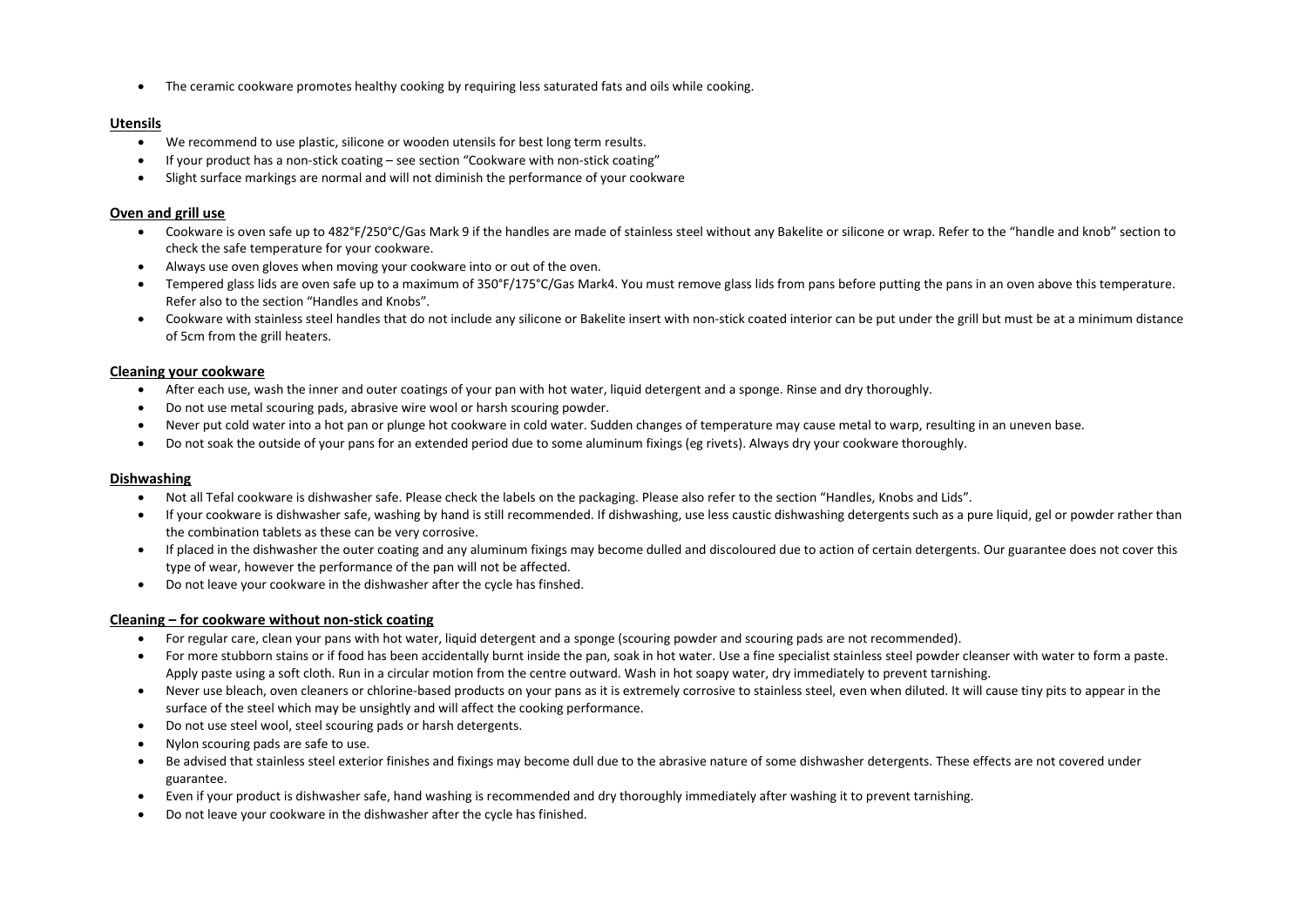- The ceramic cookware promotes healthy cooking by requiring less saturated fats and oils while cooking.

## Utensils

- We recommend to use plastic, silicone or wooden utensils for best long term results.
- If your product has a non-stick coating – see section "Cookware with non-stick coating"
- Slight surface markings are normal and will not diminish the performance of your cookware

## Oven and grill use

- Cookware is oven safe up to 482°F/250°C/Gas Mark 9 if the handles are made of stainless steel without any Bakelite or silicone or wrap. Refer to the "handle and knob" section to check the safe temperature for your cookware.
- Always use oven gloves when moving your cookware into or out of the oven.
- Tempered glass lids are oven safe up to a maximum of 350°F/175°C/Gas Mark4. You must remove glass lids from pans before putting the pans in an oven above this temperature. Refer also to the section "Handles and Knobs".
- Cookware with stainless steel handles that do not include any silicone or Bakelite insert with non-stick coated interior can be put under the grill but must be at a minimum distance of 5cm from the grill heaters.

## Cleaning your cookware

- After each use, wash the inner and outer coatings of your pan with hot water, liquid detergent and a sponge. Rinse and dry thoroughly.
- Do not use metal scouring pads, abrasive wire wool or harsh scouring powder.
- Never put cold water into a hot pan or plunge hot cookware in cold water. Sudden changes of temperature may cause metal to warp, resulting in an uneven base.
- Do not soak the outside of your pans for an extended period due to some aluminum fixings (eg rivets). Always dry your cookware thoroughly.

## Dishwashing

- Not all Tefal cookware is dishwasher safe. Please check the labels on the packaging. Please also refer to the section "Handles, Knobs and Lids".
- If your cookware is dishwasher safe, washing by hand is still recommended. If dishwashing, use less caustic dishwashing detergents such as a pure liquid, gel or powder rather than the combination tablets as these can be very corrosive.
- If placed in the dishwasher the outer coating and any aluminum fixings may become dulled and discoloured due to action of certain detergents. Our guarantee does not cover this type of wear, however the performance of the pan will not be affected.
- Do not leave your cookware in the dishwasher after the cycle has finshed.

## Cleaning – for cookware without non-stick coating

- For regular care, clean your pans with hot water, liquid detergent and a sponge (scouring powder and scouring pads are not recommended).
- For more stubborn stains or if food has been accidentally burnt inside the pan, soak in hot water. Use a fine specialist stainless steel powder cleanser with water to form a paste. Apply paste using a soft cloth. Run in a circular motion from the centre outward. Wash in hot soapy water, dry immediately to prevent tarnishing.
- Never use bleach, oven cleaners or chlorine-based products on your pans as it is extremely corrosive to stainless steel, even when diluted. It will cause tiny pits to appear in the surface of the steel which may be unsightly and will affect the cooking performance.
- Do not use steel wool, steel scouring pads or harsh detergents.
- Nylon scouring pads are safe to use.
- Be advised that stainless steel exterior finishes and fixings may become dull due to the abrasive nature of some dishwasher detergents. These effects are not covered under guarantee.
- Even if your product is dishwasher safe, hand washing is recommended and dry thoroughly immediately after washing it to prevent tarnishing.
- Do not leave your cookware in the dishwasher after the cycle has finished.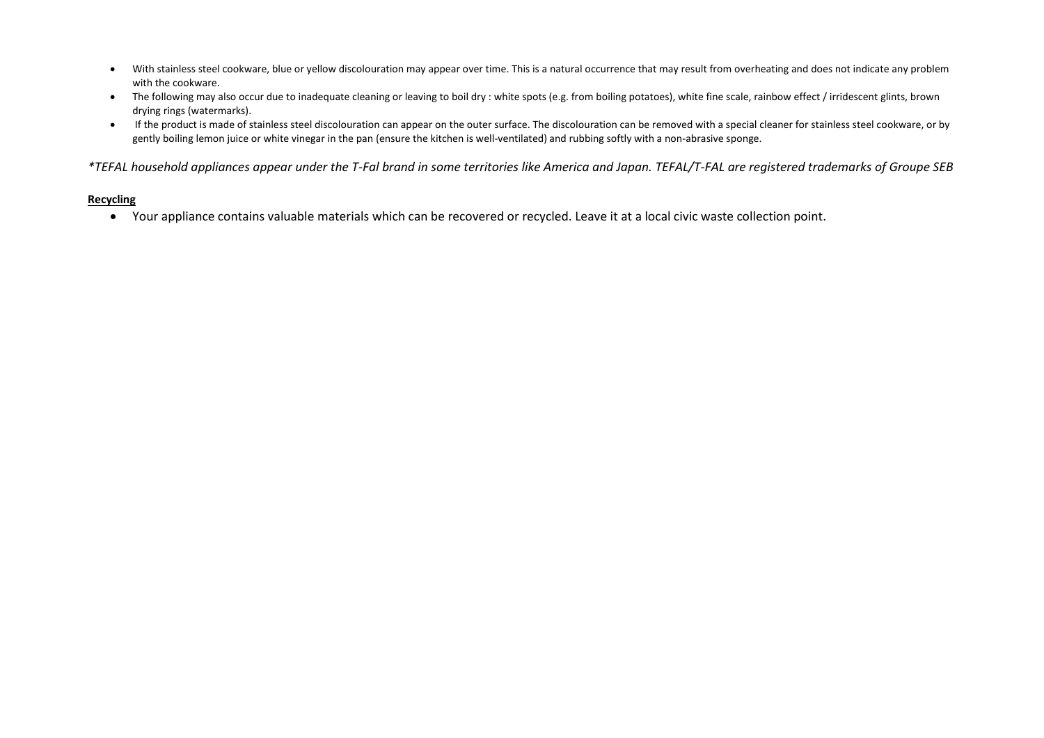- With stainless steel cookware, blue or yellow discolouration may appear over time. This is a natural occurrence that may result from overheating and does not indicate any problem with the cookware.
- The following may also occur due to inadequate cleaning or leaving to boil dry : white spots (e.g. from boiling potatoes), white fine scale, rainbow effect / irridescent glints, brown drying rings (watermarks).
- If the product is made of stainless steel discolouration can appear on the outer surface. The discolouration can be removed with a special cleaner for stainless steel cookware, or by gently boiling lemon juice or white vinegar in the pan (ensure the kitchen is well-ventilated) and rubbing softly with a non-abrasive sponge.

*\*TEFAL household appliances appear under the T-Fal brand in some territories like America and Japan. TEFAL/T-FAL are registered trademarks of Groupe SEB*

**Recycling**

- Your appliance contains valuable materials which can be recovered or recycled. Leave it at a local civic waste collection point.